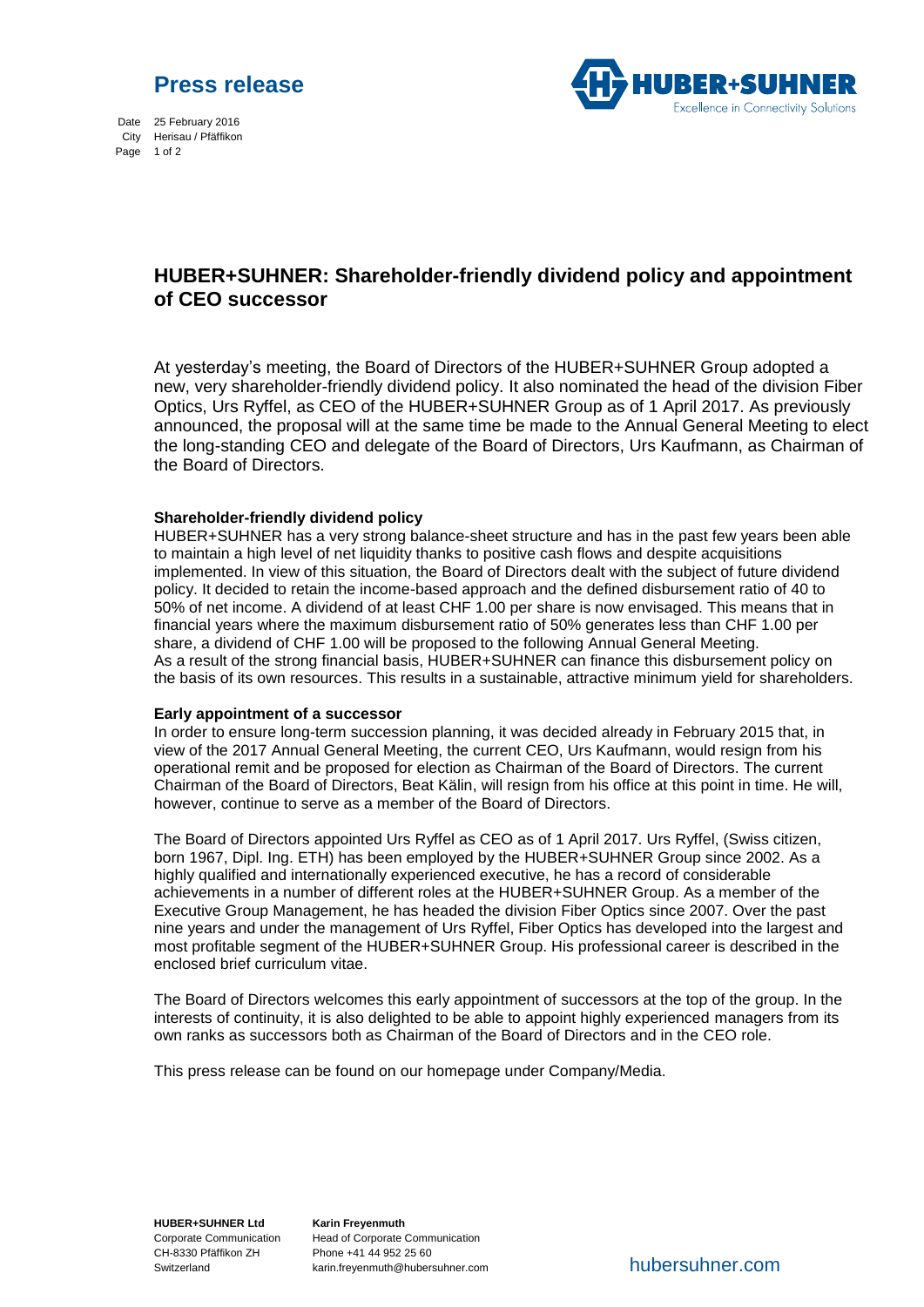# Press release

Date 25 February 2016
City Herisau / Pfäffikon

## HUBER+SUHNER: Shareholder-friendly dividend policy and appointment of CEO successor

At yesterday's meeting, the Board of Directors of the HUBER+SUHNER Group adopted a new, very shareholder-friendly dividend policy. It also nominated the head of the division Fiber Optics, Urs Ryffel, as CEO of the HUBER+SUHNER Group as of 1 April 2017. As previously announced, the proposal will at the same time be made to the Annual General Meeting to elect the long-standing CEO and delegate of the Board of Directors, Urs Kaufmann, as Chairman of the Board of Directors.

**Shareholder-friendly dividend policy**

HUBER+SUHNER has a very strong balance-sheet structure and has in the past few years been able to maintain a high level of net liquidity thanks to positive cash flows and despite acquisitions implemented. In view of this situation, the Board of Directors dealt with the subject of future dividend policy. It decided to retain the income-based approach and the defined disbursement ratio of 40 to 50% of net income. A dividend of at least CHF 1.00 per share is now envisaged. This means that in financial years where the maximum disbursement ratio of 50% generates less than CHF 1.00 per share, a dividend of CHF 1.00 will be proposed to the following Annual General Meeting.
As a result of the strong financial basis, HUBER+SUHNER can finance this disbursement policy on the basis of its own resources. This results in a sustainable, attractive minimum yield for shareholders.

**Early appointment of a successor**

In order to ensure long-term succession planning, it was decided already in February 2015 that, in view of the 2017 Annual General Meeting, the current CEO, Urs Kaufmann, would resign from his operational remit and be proposed for election as Chairman of the Board of Directors. The current Chairman of the Board of Directors, Beat Kälin, will resign from his office at this point in time. He will, however, continue to serve as a member of the Board of Directors.

The Board of Directors appointed Urs Ryffel as CEO as of 1 April 2017. Urs Ryffel, (Swiss citizen, born 1967, Dipl. Ing. ETH) has been employed by the HUBER+SUHNER Group since 2002. As a highly qualified and internationally experienced executive, he has a record of considerable achievements in a number of different roles at the HUBER+SUHNER Group. As a member of the Executive Group Management, he has headed the division Fiber Optics since 2007. Over the past nine years and under the management of Urs Ryffel, Fiber Optics has developed into the largest and most profitable segment of the HUBER+SUHNER Group. His professional career is described in the enclosed brief curriculum vitae.

The Board of Directors welcomes this early appointment of successors at the top of the group. In the interests of continuity, it is also delighted to be able to appoint highly experienced managers from its own ranks as successors both as Chairman of the Board of Directors and in the CEO role.

This press release can be found on our homepage under Company/Media.

**HUBER+SUHNER Ltd**
Corporate Communication
CH-8330 Pfäffikon ZH
Switzerland

**Karin Freyenmuth**
Head of Corporate Communication
Phone +41 44 952 25 60
karin.freyenmuth@hubersuhner.com

hubersuhner.com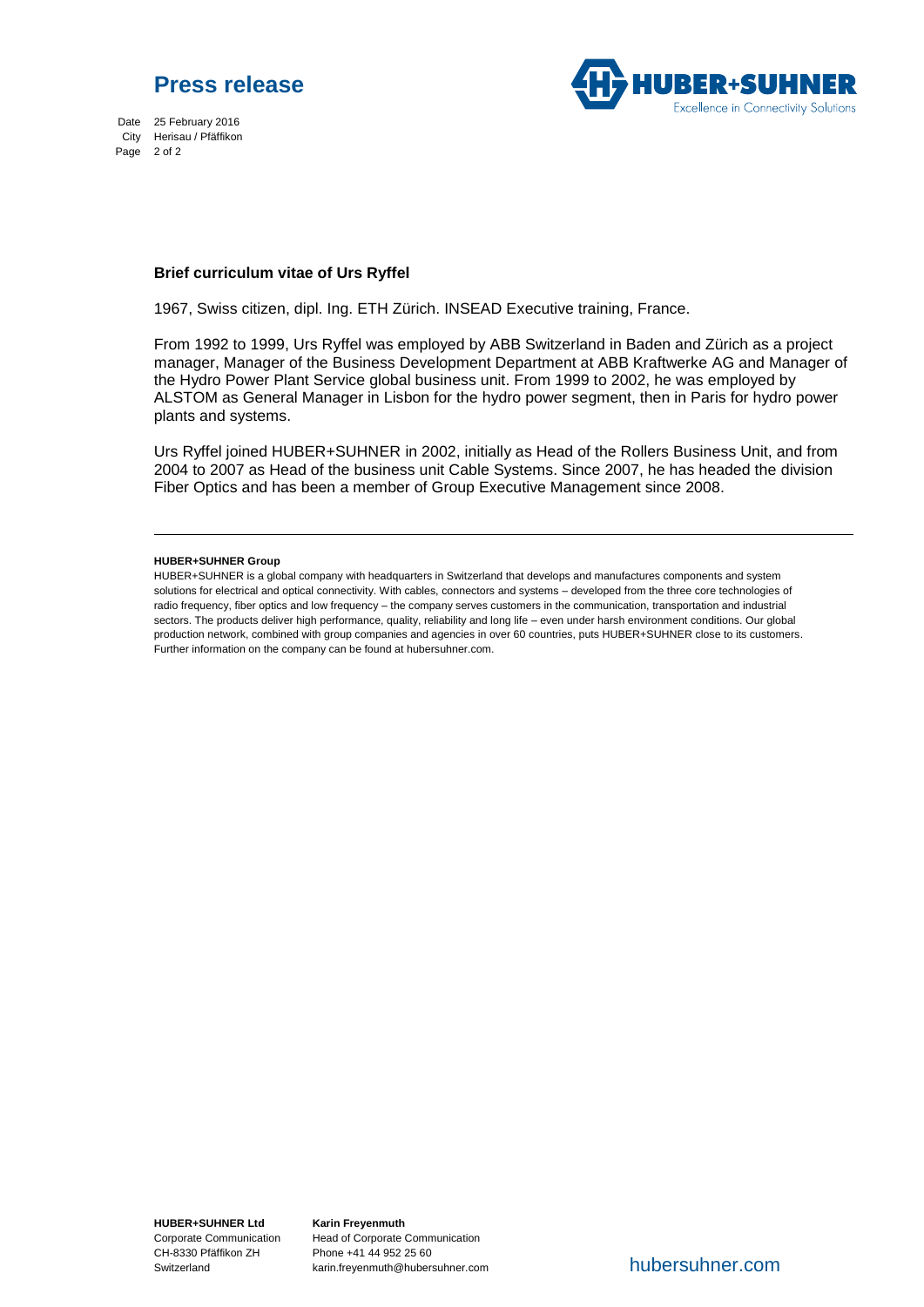**Brief curriculum vitae of Urs Ryffel**

1967, Swiss citizen, dipl. Ing. ETH Zürich. INSEAD Executive training, France.

From 1992 to 1999, Urs Ryffel was employed by ABB Switzerland in Baden and Zürich as a project manager, Manager of the Business Development Department at ABB Kraftwerke AG and Manager of the Hydro Power Plant Service global business unit. From 1999 to 2002, he was employed by ALSTOM as General Manager in Lisbon for the hydro power segment, then in Paris for hydro power plants and systems.

Urs Ryffel joined HUBER+SUHNER in 2002, initially as Head of the Rollers Business Unit, and from 2004 to 2007 as Head of the business unit Cable Systems. Since 2007, he has headed the division Fiber Optics and has been a member of Group Executive Management since 2008.

---

**HUBER+SUHNER Group**

HUBER+SUHNER is a global company with headquarters in Switzerland that develops and manufactures components and system solutions for electrical and optical connectivity. With cables, connectors and systems – developed from the three core technologies of radio frequency, fiber optics and low frequency – the company serves customers in the communication, transportation and industrial sectors. The products deliver high performance, quality, reliability and long life – even under harsh environment conditions. Our global production network, combined with group companies and agencies in over 60 countries, puts HUBER+SUHNER close to its customers. Further information on the company can be found at hubersuhner.com.

**HUBER+SUHNER Ltd**
Corporate Communication
CH-8330 Pfäffikon ZH
Switzerland

**Karin Freyenmuth**
Head of Corporate Communication
Phone +41 44 952 25 60
karin.freyenmuth@hubersuhner.com

hubersuhner.com